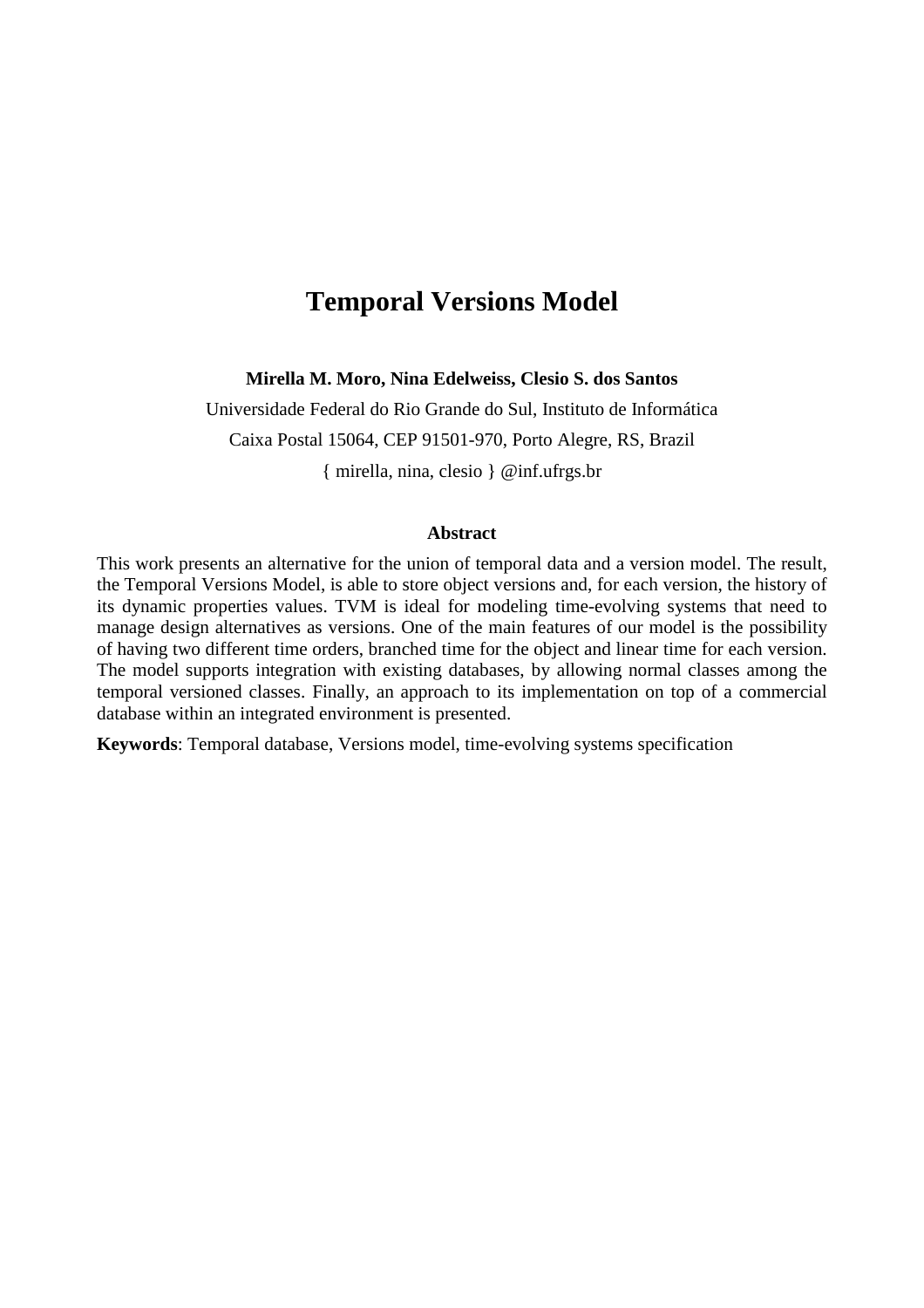# Temporal Versions Model

**Mirella M. Moro, Nina Edelweiss, Clesio S. dos Santos**

Universidade Federal do Rio Grande do Sul, Instituto de Informática

Caixa Postal 15064, CEP 91501-970, Porto Alegre, RS, Brazil

{ mirella, nina, clesio } @inf.ufrgs.br

**Abstract**

This work presents an alternative for the union of temporal data and a version model. The result, the Temporal Versions Model, is able to store object versions and, for each version, the history of its dynamic properties values. TVM is ideal for modeling time-evolving systems that need to manage design alternatives as versions. One of the main features of our model is the possibility of having two different time orders, branched time for the object and linear time for each version. The model supports integration with existing databases, by allowing normal classes among the temporal versioned classes. Finally, an approach to its implementation on top of a commercial database within an integrated environment is presented.

**Keywords**: Temporal database, Versions model, time-evolving systems specification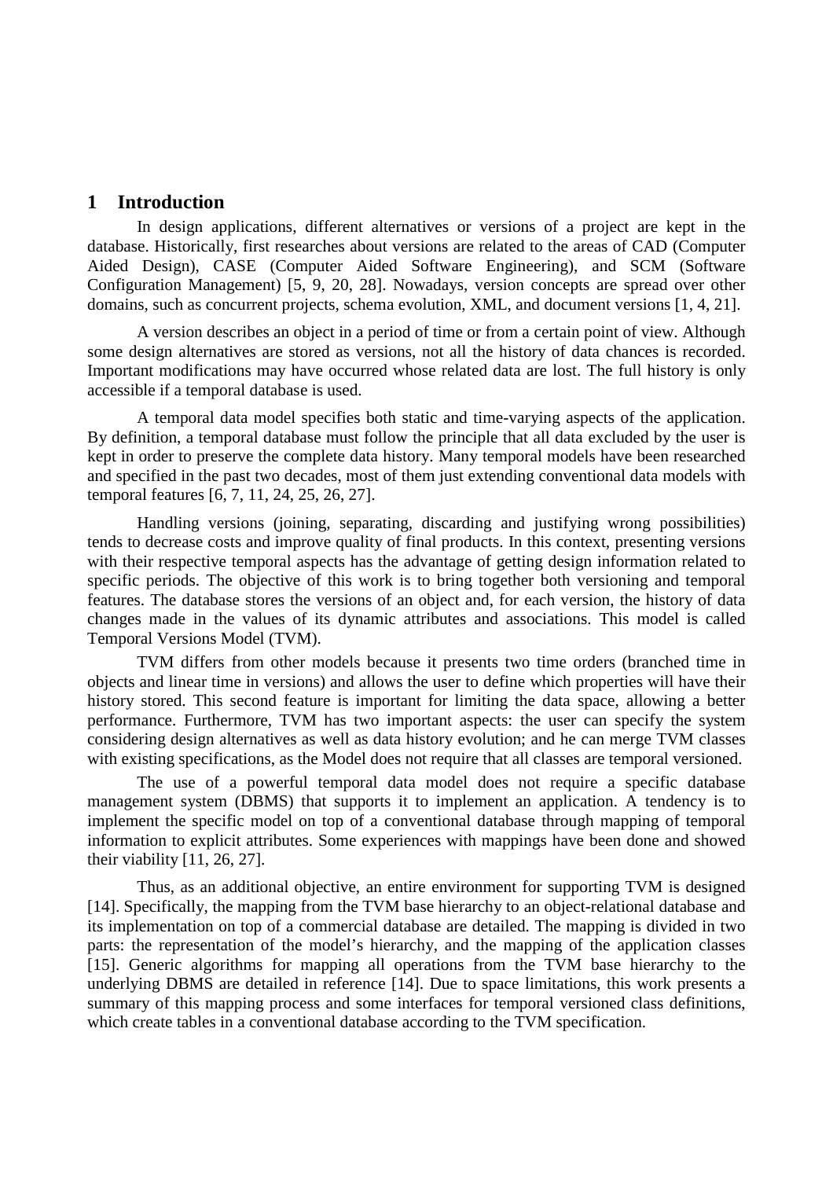## 1 Introduction

In design applications, different alternatives or versions of a project are kept in the database. Historically, first researches about versions are related to the areas of CAD (Computer Aided Design), CASE (Computer Aided Software Engineering), and SCM (Software Configuration Management) [5, 9, 20, 28]. Nowadays, version concepts are spread over other domains, such as concurrent projects, schema evolution, XML, and document versions [1, 4, 21].

A version describes an object in a period of time or from a certain point of view. Although some design alternatives are stored as versions, not all the history of data chances is recorded. Important modifications may have occurred whose related data are lost. The full history is only accessible if a temporal database is used.

A temporal data model specifies both static and time-varying aspects of the application. By definition, a temporal database must follow the principle that all data excluded by the user is kept in order to preserve the complete data history. Many temporal models have been researched and specified in the past two decades, most of them just extending conventional data models with temporal features [6, 7, 11, 24, 25, 26, 27].

Handling versions (joining, separating, discarding and justifying wrong possibilities) tends to decrease costs and improve quality of final products. In this context, presenting versions with their respective temporal aspects has the advantage of getting design information related to specific periods. The objective of this work is to bring together both versioning and temporal features. The database stores the versions of an object and, for each version, the history of data changes made in the values of its dynamic attributes and associations. This model is called Temporal Versions Model (TVM).

TVM differs from other models because it presents two time orders (branched time in objects and linear time in versions) and allows the user to define which properties will have their history stored. This second feature is important for limiting the data space, allowing a better performance. Furthermore, TVM has two important aspects: the user can specify the system considering design alternatives as well as data history evolution; and he can merge TVM classes with existing specifications, as the Model does not require that all classes are temporal versioned.

The use of a powerful temporal data model does not require a specific database management system (DBMS) that supports it to implement an application. A tendency is to implement the specific model on top of a conventional database through mapping of temporal information to explicit attributes. Some experiences with mappings have been done and showed their viability [11, 26, 27].

Thus, as an additional objective, an entire environment for supporting TVM is designed [14]. Specifically, the mapping from the TVM base hierarchy to an object-relational database and its implementation on top of a commercial database are detailed. The mapping is divided in two parts: the representation of the model's hierarchy, and the mapping of the application classes [15]. Generic algorithms for mapping all operations from the TVM base hierarchy to the underlying DBMS are detailed in reference [14]. Due to space limitations, this work presents a summary of this mapping process and some interfaces for temporal versioned class definitions, which create tables in a conventional database according to the TVM specification.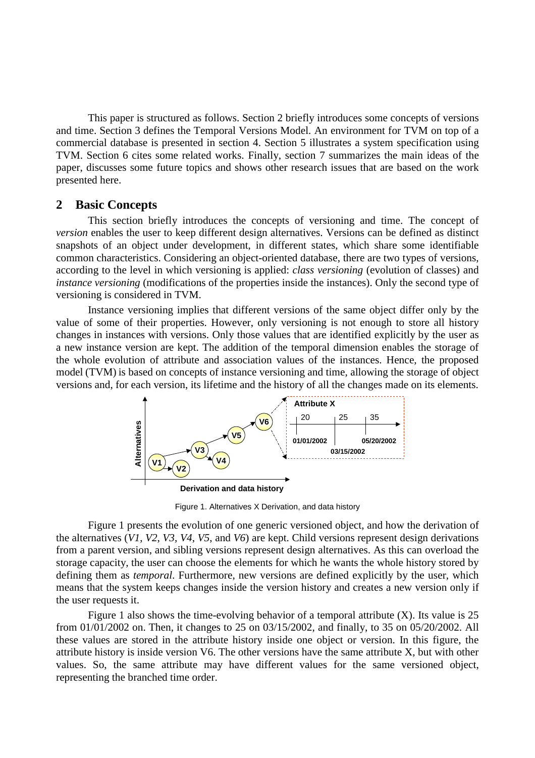This paper is structured as follows. Section 2 briefly introduces some concepts of versions and time. Section 3 defines the Temporal Versions Model. An environment for TVM on top of a commercial database is presented in section 4. Section 5 illustrates a system specification using TVM. Section 6 cites some related works. Finally, section 7 summarizes the main ideas of the paper, discusses some future topics and shows other research issues that are based on the work presented here.

## 2 Basic Concepts

This section briefly introduces the concepts of versioning and time. The concept of *version* enables the user to keep different design alternatives. Versions can be defined as distinct snapshots of an object under development, in different states, which share some identifiable common characteristics. Considering an object-oriented database, there are two types of versions, according to the level in which versioning is applied: *class versioning* (evolution of classes) and *instance versioning* (modifications of the properties inside the instances). Only the second type of versioning is considered in TVM.

Instance versioning implies that different versions of the same object differ only by the value of some of their properties. However, only versioning is not enough to store all history changes in instances with versions. Only those values that are identified explicitly by the user as a new instance version are kept. The addition of the temporal dimension enables the storage of the whole evolution of attribute and association values of the instances. Hence, the proposed model (TVM) is based on concepts of instance versioning and time, allowing the storage of object versions and, for each version, its lifetime and the history of all the changes made on its elements.

Figure 1. Alternatives X Derivation, and data history

Figure 1 presents the evolution of one generic versioned object, and how the derivation of the alternatives (*V1*, *V2*, *V3*, *V4*, *V5*, and *V6*) are kept. Child versions represent design derivations from a parent version, and sibling versions represent design alternatives. As this can overload the storage capacity, the user can choose the elements for which he wants the whole history stored by defining them as *temporal*. Furthermore, new versions are defined explicitly by the user, which means that the system keeps changes inside the version history and creates a new version only if the user requests it.

Figure 1 also shows the time-evolving behavior of a temporal attribute (X). Its value is 25 from 01/01/2002 on. Then, it changes to 25 on 03/15/2002, and finally, to 35 on 05/20/2002. All these values are stored in the attribute history inside one object or version. In this figure, the attribute history is inside version V6. The other versions have the same attribute X, but with other values. So, the same attribute may have different values for the same versioned object, representing the branched time order.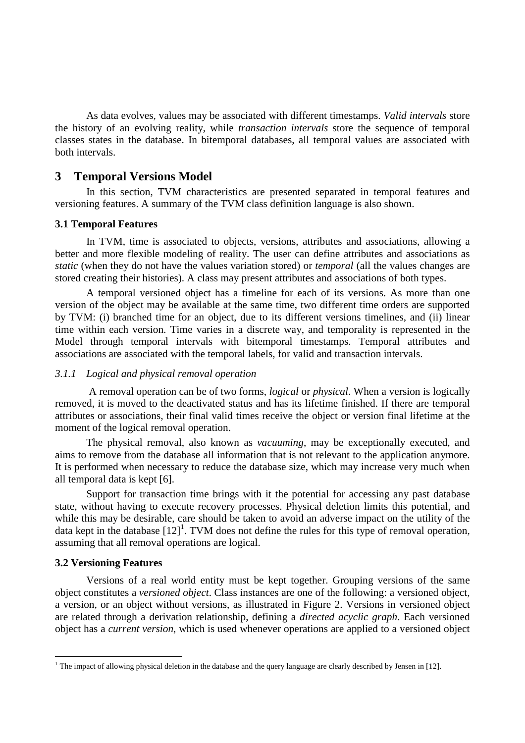As data evolves, values may be associated with different timestamps. *Valid intervals* store the history of an evolving reality, while *transaction intervals* store the sequence of temporal classes states in the database. In bitemporal databases, all temporal values are associated with both intervals.

## 3 Temporal Versions Model

In this section, TVM characteristics are presented separated in temporal features and versioning features. A summary of the TVM class definition language is also shown.

### 3.1 Temporal Features

In TVM, time is associated to objects, versions, attributes and associations, allowing a better and more flexible modeling of reality. The user can define attributes and associations as *static* (when they do not have the values variation stored) or *temporal* (all the values changes are stored creating their histories). A class may present attributes and associations of both types.

A temporal versioned object has a timeline for each of its versions. As more than one version of the object may be available at the same time, two different time orders are supported by TVM: (i) branched time for an object, due to its different versions timelines, and (ii) linear time within each version. Time varies in a discrete way, and temporality is represented in the Model through temporal intervals with bitemporal timestamps. Temporal attributes and associations are associated with the temporal labels, for valid and transaction intervals.

#### *3.1.1 Logical and physical removal operation*

A removal operation can be of two forms, *logical* or *physical*. When a version is logically removed, it is moved to the deactivated status and has its lifetime finished. If there are temporal attributes or associations, their final valid times receive the object or version final lifetime at the moment of the logical removal operation.

The physical removal, also known as *vacuuming*, may be exceptionally executed, and aims to remove from the database all information that is not relevant to the application anymore. It is performed when necessary to reduce the database size, which may increase very much when all temporal data is kept [6].

Support for transaction time brings with it the potential for accessing any past database state, without having to execute recovery processes. Physical deletion limits this potential, and while this may be desirable, care should be taken to avoid an adverse impact on the utility of the data kept in the database [12][1]. TVM does not define the rules for this type of removal operation, assuming that all removal operations are logical.

### 3.2 Versioning Features

Versions of a real world entity must be kept together. Grouping versions of the same object constitutes a *versioned object*. Class instances are one of the following: a versioned object, a version, or an object without versions, as illustrated in Figure 2. Versions in versioned object are related through a derivation relationship, defining a *directed acyclic graph*. Each versioned object has a *current version*, which is used whenever operations are applied to a versioned object

[1] The impact of allowing physical deletion in the database and the query language are clearly described by Jensen in [12].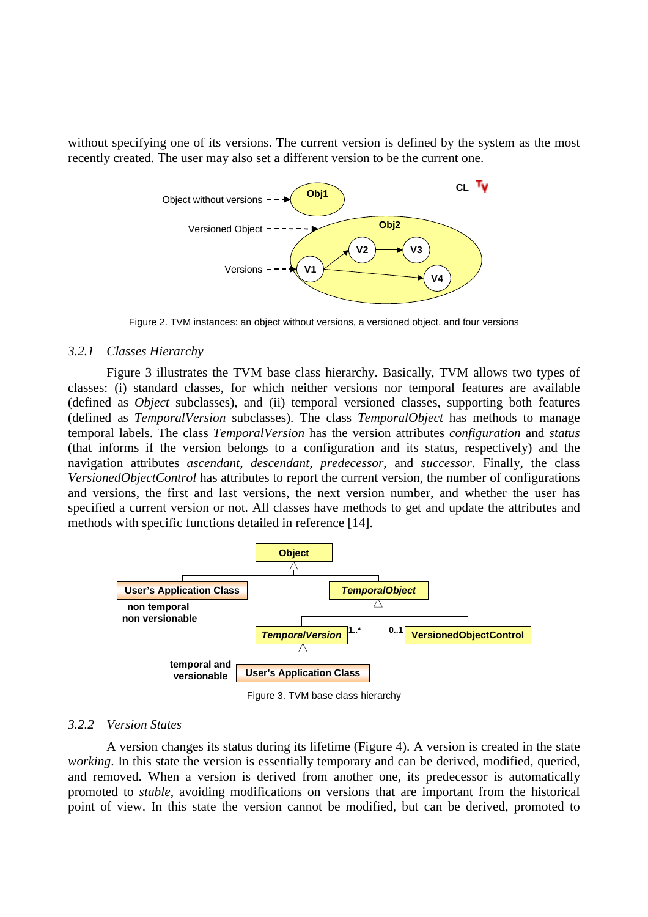without specifying one of its versions. The current version is defined by the system as the most recently created. The user may also set a different version to be the current one.

Figure 2. TVM instances: an object without versions, a versioned object, and four versions

### 3.2.1 Classes Hierarchy

Figure 3 illustrates the TVM base class hierarchy. Basically, TVM allows two types of classes: (i) standard classes, for which neither versions nor temporal features are available (defined as *Object* subclasses), and (ii) temporal versioned classes, supporting both features (defined as *TemporalVersion* subclasses). The class *TemporalObject* has methods to manage temporal labels. The class *TemporalVersion* has the version attributes *configuration* and *status* (that informs if the version belongs to a configuration and its status, respectively) and the navigation attributes *ascendant*, *descendant*, *predecessor*, and *successor*. Finally, the class *VersionedObjectControl* has attributes to report the current version, the number of configurations and versions, the first and last versions, the next version number, and whether the user has specified a current version or not. All classes have methods to get and update the attributes and methods with specific functions detailed in reference [14].

Figure 3. TVM base class hierarchy

### 3.2.2 Version States

A version changes its status during its lifetime (Figure 4). A version is created in the state *working*. In this state the version is essentially temporary and can be derived, modified, queried, and removed. When a version is derived from another one, its predecessor is automatically promoted to *stable*, avoiding modifications on versions that are important from the historical point of view. In this state the version cannot be modified, but can be derived, promoted to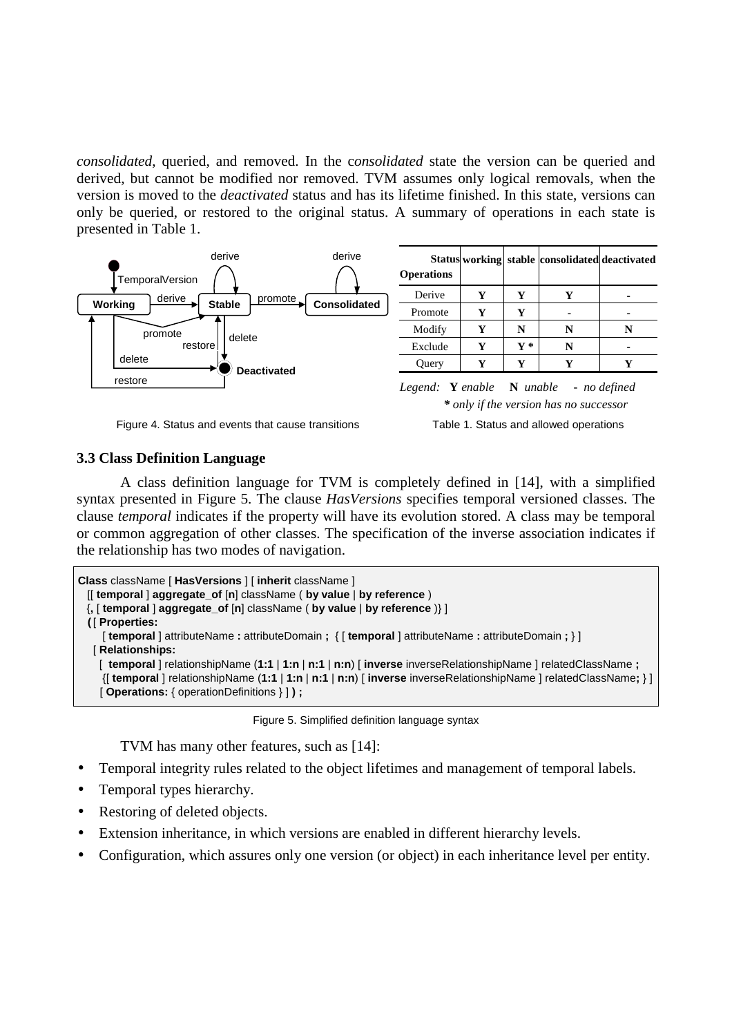*consolidated*, queried, and removed. In the c*onsolidated* state the version can be queried and derived, but cannot be modified nor removed. TVM assumes only logical removals, when the version is moved to the *deactivated* status and has its lifetime finished. In this state, versions can only be queried, or restored to the original status. A summary of operations in each state is presented in Table 1.

Figure 4. Status and events that cause transitions

| Operations \ Status | working | stable | consolidated | deactivated |
|---|---|---|---|---|
| Derive | **Y** | **Y** | **Y** | **-** |
| Promote | **Y** | **Y** | **-** | **-** |
| Modify | **Y** | **N** | **N** | **N** |
| Exclude | **Y** | **Y \*** | **N** | **-** |
| Query | **Y** | **Y** | **Y** | **Y** |

*Legend:* **Y** *enable* **N** *unable* **-** *no defined*
**\*** *only if the version has no successor*

Table 1. Status and allowed operations

### 3.3 Class Definition Language

A class definition language for TVM is completely defined in [14], with a simplified syntax presented in Figure 5. The clause *HasVersions* specifies temporal versioned classes. The clause *temporal* indicates if the property will have its evolution stored. A class may be temporal or common aggregation of other classes. The specification of the inverse association indicates if the relationship has two modes of navigation.

```
Class className [ HasVersions ] [ inherit className ]
  [[ temporal ] aggregate_of [n] className ( by value | by reference )
  {, [ temporal ] aggregate_of [n] className ( by value | by reference )} ]
  ( [ Properties:
      [ temporal ] attributeName : attributeDomain ;  { [ temporal ] attributeName : attributeDomain ; } ]
    [ Relationships:
      [  temporal ] relationshipName (1:1 | 1:n | n:1 | n:n) [ inverse inverseRelationshipName ] relatedClassName ;
      {[ temporal ] relationshipName (1:1 | 1:n | n:1 | n:n) [ inverse inverseRelationshipName ] relatedClassName; } ]
    [ Operations: { operationDefinitions } ] ) ;
```

Figure 5. Simplified definition language syntax

TVM has many other features, such as [14]:

- Temporal integrity rules related to the object lifetimes and management of temporal labels.
- Temporal types hierarchy.
- Restoring of deleted objects.
- Extension inheritance, in which versions are enabled in different hierarchy levels.
- Configuration, which assures only one version (or object) in each inheritance level per entity.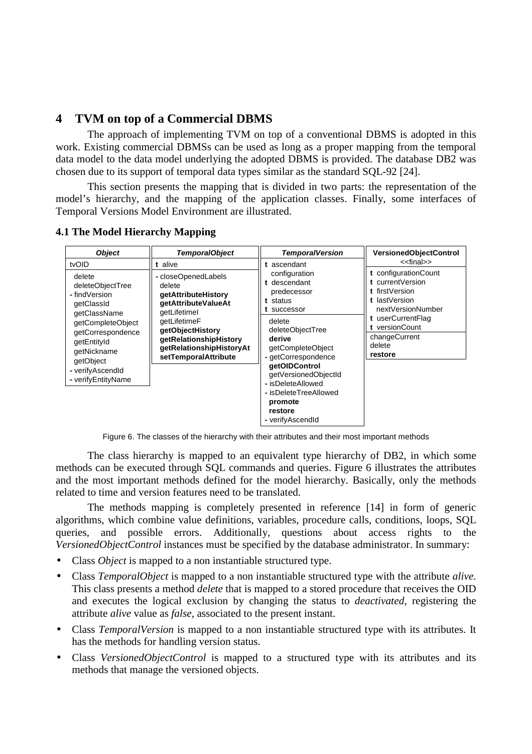## 4 TVM on top of a Commercial DBMS

The approach of implementing TVM on top of a conventional DBMS is adopted in this work. Existing commercial DBMSs can be used as long as a proper mapping from the temporal data model to the data model underlying the adopted DBMS is provided. The database DB2 was chosen due to its support of temporal data types similar as the standard SQL-92 [24].

This section presents the mapping that is divided in two parts: the representation of the model's hierarchy, and the mapping of the application classes. Finally, some interfaces of Temporal Versions Model Environment are illustrated.

### 4.1 The Model Hierarchy Mapping

| *Object* | *TemporalObject* | *TemporalVersion* | **VersionedObjectControl** <<final>> |
|---|---|---|---|
| tvOID | **t** alive | **t** ascendant<br>configuration<br>**t** descendant<br>predecessor<br>**t** status<br>**t** successor | **t** configurationCount<br>**t** currentVersion<br>**t** firstVersion<br>**t** lastVersion<br>nextVersionNumber<br>**t** userCurrentFlag<br>**t** versionCount |
| delete<br>deleteObjectTree<br>- findVersion<br>getClassId<br>getClassName<br>getCompleteObject<br>getCorrespondence<br>getEntityId<br>getNickname<br>getObject<br>- verifyAscendId<br>- verifyEntityName | - closeOpenedLabels<br>delete<br>**getAttributeHistory**<br>**getAttributeValueAt**<br>getLifetimeI<br>getLifetimeF<br>**getObjectHistory**<br>**getRelationshipHistory**<br>**getRelationshipHistoryAt**<br>**setTemporalAttribute** | delete<br>deleteObjectTree<br>**derive**<br>getCompleteObject<br>- getCorrespondence<br>**getOIDControl**<br>getVersionedObjectId<br>- isDeleteAllowed<br>- isDeleteTreeAllowed<br>**promote**<br>**restore**<br>- verifyAscendId | changeCurrent<br>delete<br>**restore** |

Figure 6. The classes of the hierarchy with their attributes and their most important methods

The class hierarchy is mapped to an equivalent type hierarchy of DB2, in which some methods can be executed through SQL commands and queries. Figure 6 illustrates the attributes and the most important methods defined for the model hierarchy. Basically, only the methods related to time and version features need to be translated.

The methods mapping is completely presented in reference [14] in form of generic algorithms, which combine value definitions, variables, procedure calls, conditions, loops, SQL queries, and possible errors. Additionally, questions about access rights to the *VersionedObjectControl* instances must be specified by the database administrator. In summary:

- Class *Object* is mapped to a non instantiable structured type.
- Class *TemporalObject* is mapped to a non instantiable structured type with the attribute *alive*. This class presents a method *delete* that is mapped to a stored procedure that receives the OID and executes the logical exclusion by changing the status to *deactivated*, registering the attribute *alive* value as *false*, associated to the present instant.
- Class *TemporalVersion* is mapped to a non instantiable structured type with its attributes. It has the methods for handling version status.
- Class *VersionedObjectControl* is mapped to a structured type with its attributes and its methods that manage the versioned objects.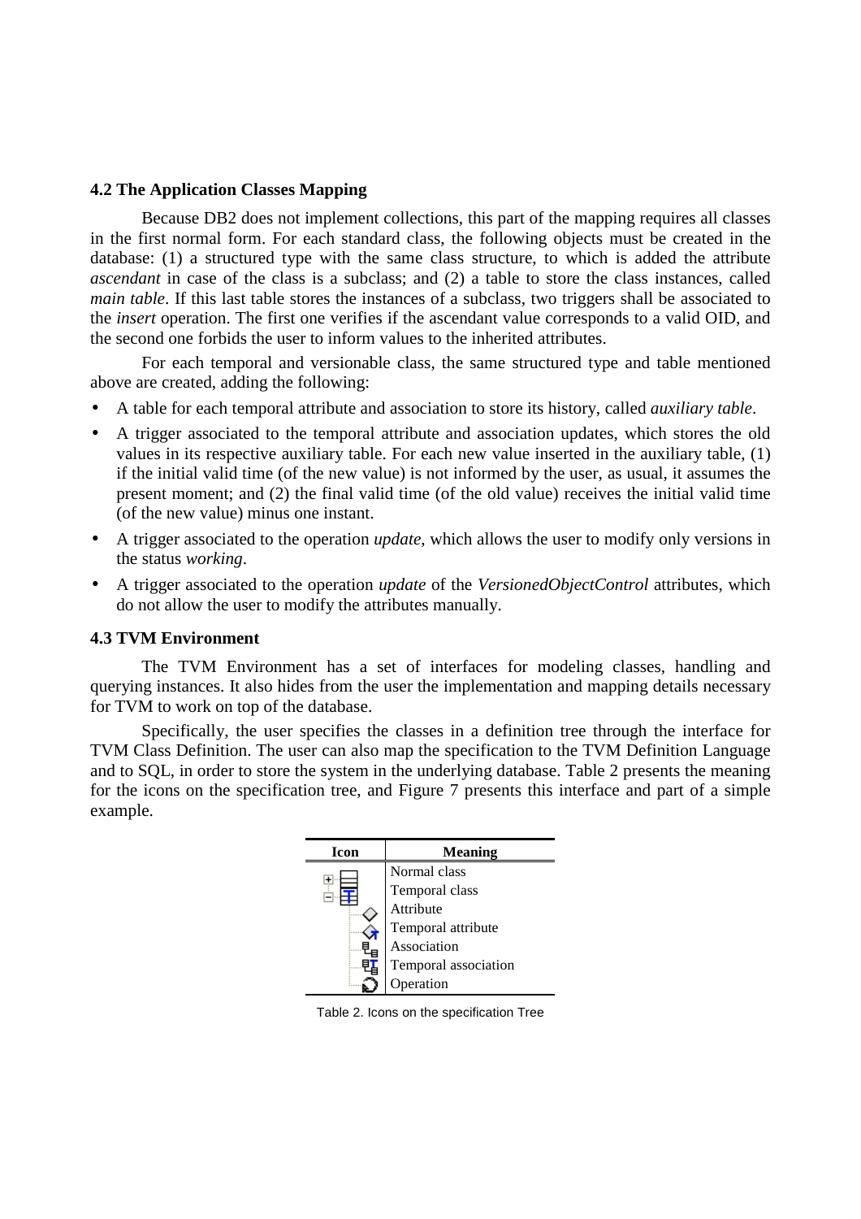### 4.2 The Application Classes Mapping

Because DB2 does not implement collections, this part of the mapping requires all classes in the first normal form. For each standard class, the following objects must be created in the database: (1) a structured type with the same class structure, to which is added the attribute *ascendant* in case of the class is a subclass; and (2) a table to store the class instances, called *main table*. If this last table stores the instances of a subclass, two triggers shall be associated to the *insert* operation. The first one verifies if the ascendant value corresponds to a valid OID, and the second one forbids the user to inform values to the inherited attributes.

For each temporal and versionable class, the same structured type and table mentioned above are created, adding the following:

- A table for each temporal attribute and association to store its history, called *auxiliary table*.
- A trigger associated to the temporal attribute and association updates, which stores the old values in its respective auxiliary table. For each new value inserted in the auxiliary table, (1) if the initial valid time (of the new value) is not informed by the user, as usual, it assumes the present moment; and (2) the final valid time (of the old value) receives the initial valid time (of the new value) minus one instant.
- A trigger associated to the operation *update*, which allows the user to modify only versions in the status *working*.
- A trigger associated to the operation *update* of the *VersionedObjectControl* attributes, which do not allow the user to modify the attributes manually.

### 4.3 TVM Environment

The TVM Environment has a set of interfaces for modeling classes, handling and querying instances. It also hides from the user the implementation and mapping details necessary for TVM to work on top of the database.

Specifically, the user specifies the classes in a definition tree through the interface for TVM Class Definition. The user can also map the specification to the TVM Definition Language and to SQL, in order to store the system in the underlying database. Table 2 presents the meaning for the icons on the specification tree, and Figure 7 presents this interface and part of a simple example.

| Icon | Meaning |
|---|---|
| | Normal class |
| | Temporal class |
| | Attribute |
| | Temporal attribute |
| | Association |
| | Temporal association |
| | Operation |

Table 2. Icons on the specification Tree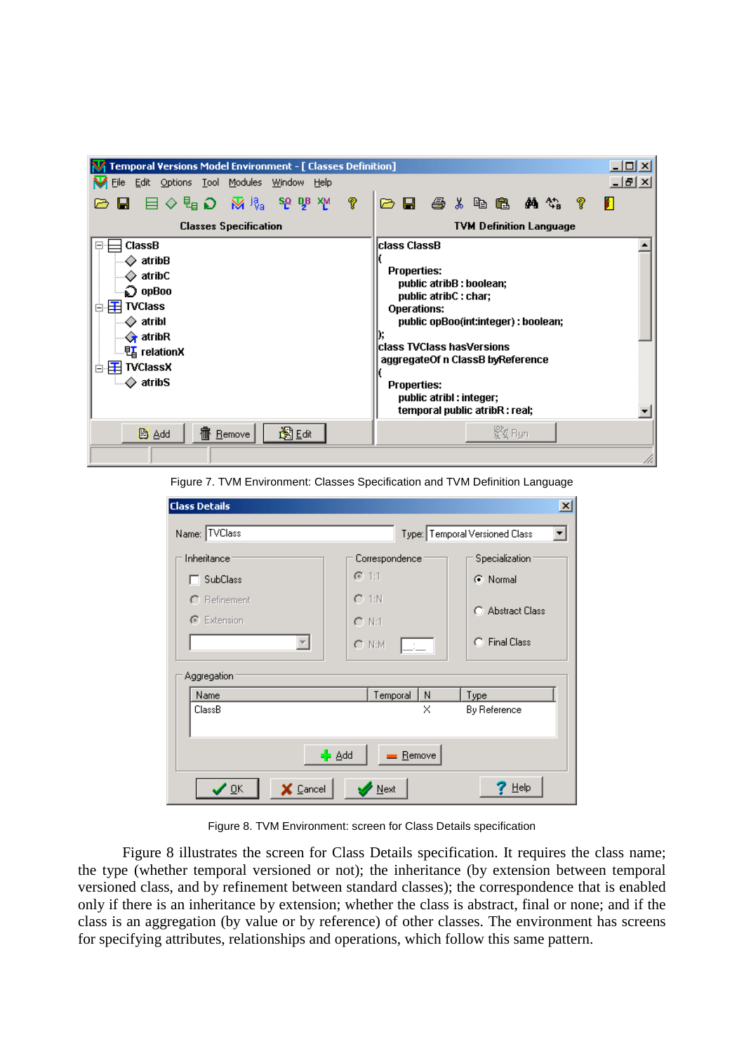Figure 7. TVM Environment: Classes Specification and TVM Definition Language

Figure 8. TVM Environment: screen for Class Details specification

Figure 8 illustrates the screen for Class Details specification. It requires the class name; the type (whether temporal versioned or not); the inheritance (by extension between temporal versioned class, and by refinement between standard classes); the correspondence that is enabled only if there is an inheritance by extension; whether the class is abstract, final or none; and if the class is an aggregation (by value or by reference) of other classes. The environment has screens for specifying attributes, relationships and operations, which follow this same pattern.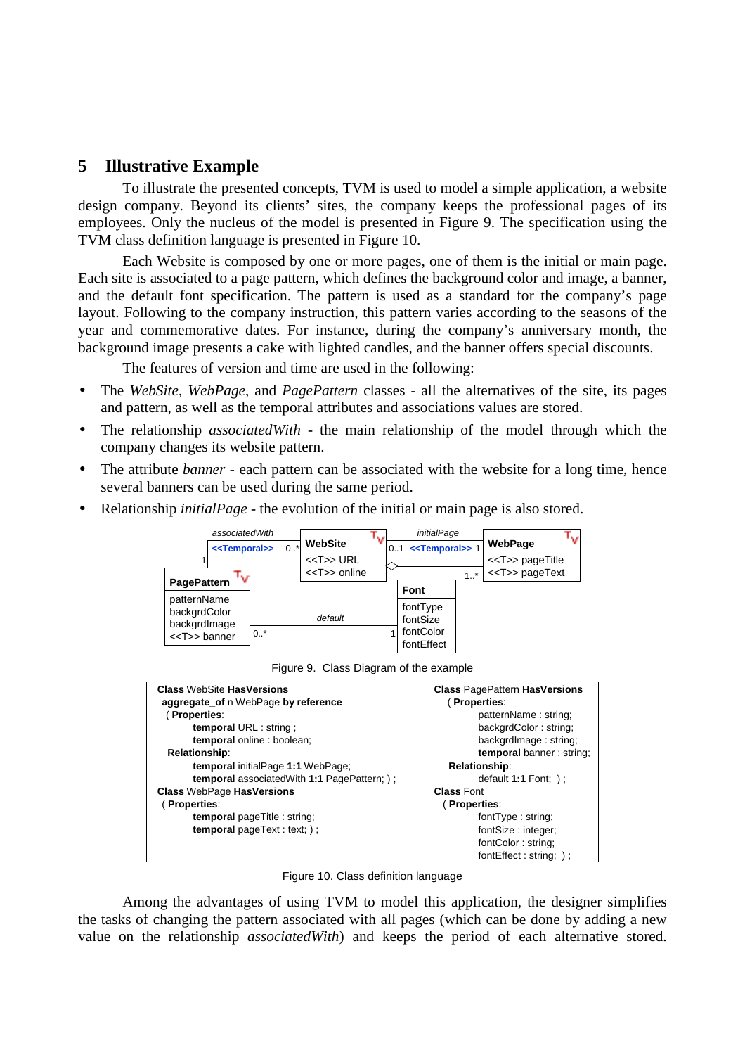## 5 Illustrative Example

To illustrate the presented concepts, TVM is used to model a simple application, a website design company. Beyond its clients' sites, the company keeps the professional pages of its employees. Only the nucleus of the model is presented in Figure 9. The specification using the TVM class definition language is presented in Figure 10.

Each Website is composed by one or more pages, one of them is the initial or main page. Each site is associated to a page pattern, which defines the background color and image, a banner, and the default font specification. The pattern is used as a standard for the company's page layout. Following to the company instruction, this pattern varies according to the seasons of the year and commemorative dates. For instance, during the company's anniversary month, the background image presents a cake with lighted candles, and the banner offers special discounts.

The features of version and time are used in the following:

- The *WebSite*, *WebPage*, and *PagePattern* classes - all the alternatives of the site, its pages and pattern, as well as the temporal attributes and associations values are stored.
- The relationship *associatedWith* - the main relationship of the model through which the company changes its website pattern.
- The attribute *banner* - each pattern can be associated with the website for a long time, hence several banners can be used during the same period.
- Relationship *initialPage* - the evolution of the initial or main page is also stored.

Figure 9. Class Diagram of the example

```
Class WebSite HasVersions
 aggregate_of n WebPage by reference
  ( Properties:
        temporal URL : string ;
        temporal online : boolean;
  Relationship:
        temporal initialPage 1:1 WebPage;
        temporal associatedWith 1:1 PagePattern; ) ;
Class WebPage HasVersions
 ( Properties:
        temporal pageTitle : string;
        temporal pageText : text; ) ;

Class PagePattern HasVersions
  ( Properties:
        patternName : string;
        backgrdColor : string;
        backgrdImage : string;
        temporal banner : string;
  Relationship:
        default 1:1 Font; ) ;
Class Font
 ( Properties:
        fontType : string;
        fontSize : integer;
        fontColor : string;
        fontEffect : string; ) ;
```

Figure 10. Class definition language

Among the advantages of using TVM to model this application, the designer simplifies the tasks of changing the pattern associated with all pages (which can be done by adding a new value on the relationship *associatedWith*) and keeps the period of each alternative stored.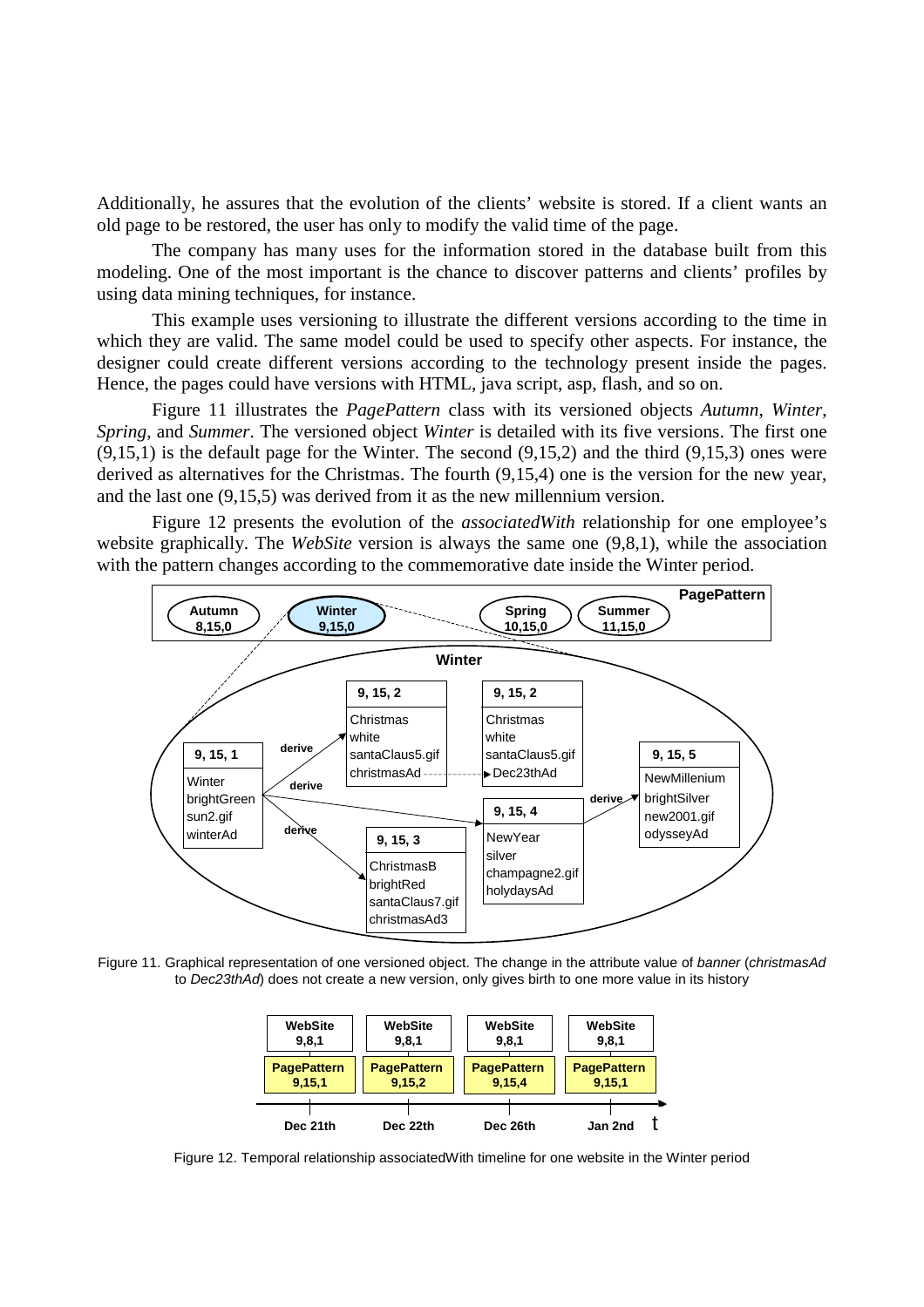Additionally, he assures that the evolution of the clients' website is stored. If a client wants an old page to be restored, the user has only to modify the valid time of the page.

The company has many uses for the information stored in the database built from this modeling. One of the most important is the chance to discover patterns and clients' profiles by using data mining techniques, for instance.

This example uses versioning to illustrate the different versions according to the time in which they are valid. The same model could be used to specify other aspects. For instance, the designer could create different versions according to the technology present inside the pages. Hence, the pages could have versions with HTML, java script, asp, flash, and so on.

Figure 11 illustrates the *PagePattern* class with its versioned objects *Autumn*, *Winter*, *Spring*, and *Summer*. The versioned object *Winter* is detailed with its five versions. The first one (9,15,1) is the default page for the Winter. The second (9,15,2) and the third (9,15,3) ones were derived as alternatives for the Christmas. The fourth (9,15,4) one is the version for the new year, and the last one (9,15,5) was derived from it as the new millennium version.

Figure 12 presents the evolution of the *associatedWith* relationship for one employee's website graphically. The *WebSite* version is always the same one (9,8,1), while the association with the pattern changes according to the commemorative date inside the Winter period.

Figure 11. Graphical representation of one versioned object. The change in the attribute value of *banner* (*christmasAd* to *Dec23thAd*) does not create a new version, only gives birth to one more value in its history

Figure 12. Temporal relationship associatedWith timeline for one website in the Winter period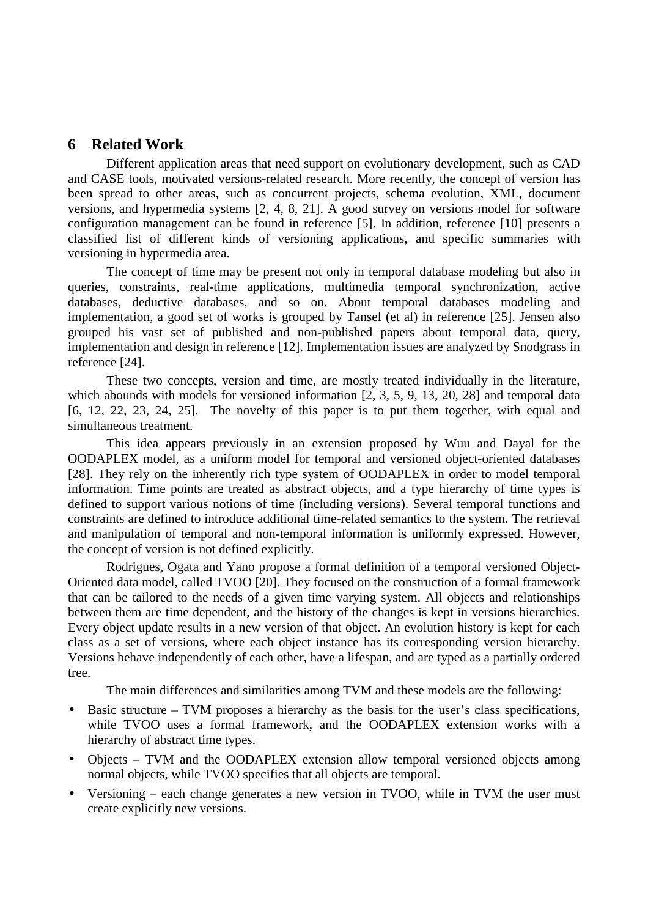## 6 Related Work

Different application areas that need support on evolutionary development, such as CAD and CASE tools, motivated versions-related research. More recently, the concept of version has been spread to other areas, such as concurrent projects, schema evolution, XML, document versions, and hypermedia systems [2, 4, 8, 21]. A good survey on versions model for software configuration management can be found in reference [5]. In addition, reference [10] presents a classified list of different kinds of versioning applications, and specific summaries with versioning in hypermedia area.

The concept of time may be present not only in temporal database modeling but also in queries, constraints, real-time applications, multimedia temporal synchronization, active databases, deductive databases, and so on. About temporal databases modeling and implementation, a good set of works is grouped by Tansel (et al) in reference [25]. Jensen also grouped his vast set of published and non-published papers about temporal data, query, implementation and design in reference [12]. Implementation issues are analyzed by Snodgrass in reference [24].

These two concepts, version and time, are mostly treated individually in the literature, which abounds with models for versioned information [2, 3, 5, 9, 13, 20, 28] and temporal data [6, 12, 22, 23, 24, 25]. The novelty of this paper is to put them together, with equal and simultaneous treatment.

This idea appears previously in an extension proposed by Wuu and Dayal for the OODAPLEX model, as a uniform model for temporal and versioned object-oriented databases [28]. They rely on the inherently rich type system of OODAPLEX in order to model temporal information. Time points are treated as abstract objects, and a type hierarchy of time types is defined to support various notions of time (including versions). Several temporal functions and constraints are defined to introduce additional time-related semantics to the system. The retrieval and manipulation of temporal and non-temporal information is uniformly expressed. However, the concept of version is not defined explicitly.

Rodrigues, Ogata and Yano propose a formal definition of a temporal versioned Object-Oriented data model, called TVOO [20]. They focused on the construction of a formal framework that can be tailored to the needs of a given time varying system. All objects and relationships between them are time dependent, and the history of the changes is kept in versions hierarchies. Every object update results in a new version of that object. An evolution history is kept for each class as a set of versions, where each object instance has its corresponding version hierarchy. Versions behave independently of each other, have a lifespan, and are typed as a partially ordered tree.

The main differences and similarities among TVM and these models are the following:

- Basic structure – TVM proposes a hierarchy as the basis for the user's class specifications, while TVOO uses a formal framework, and the OODAPLEX extension works with a hierarchy of abstract time types.
- Objects – TVM and the OODAPLEX extension allow temporal versioned objects among normal objects, while TVOO specifies that all objects are temporal.
- Versioning – each change generates a new version in TVOO, while in TVM the user must create explicitly new versions.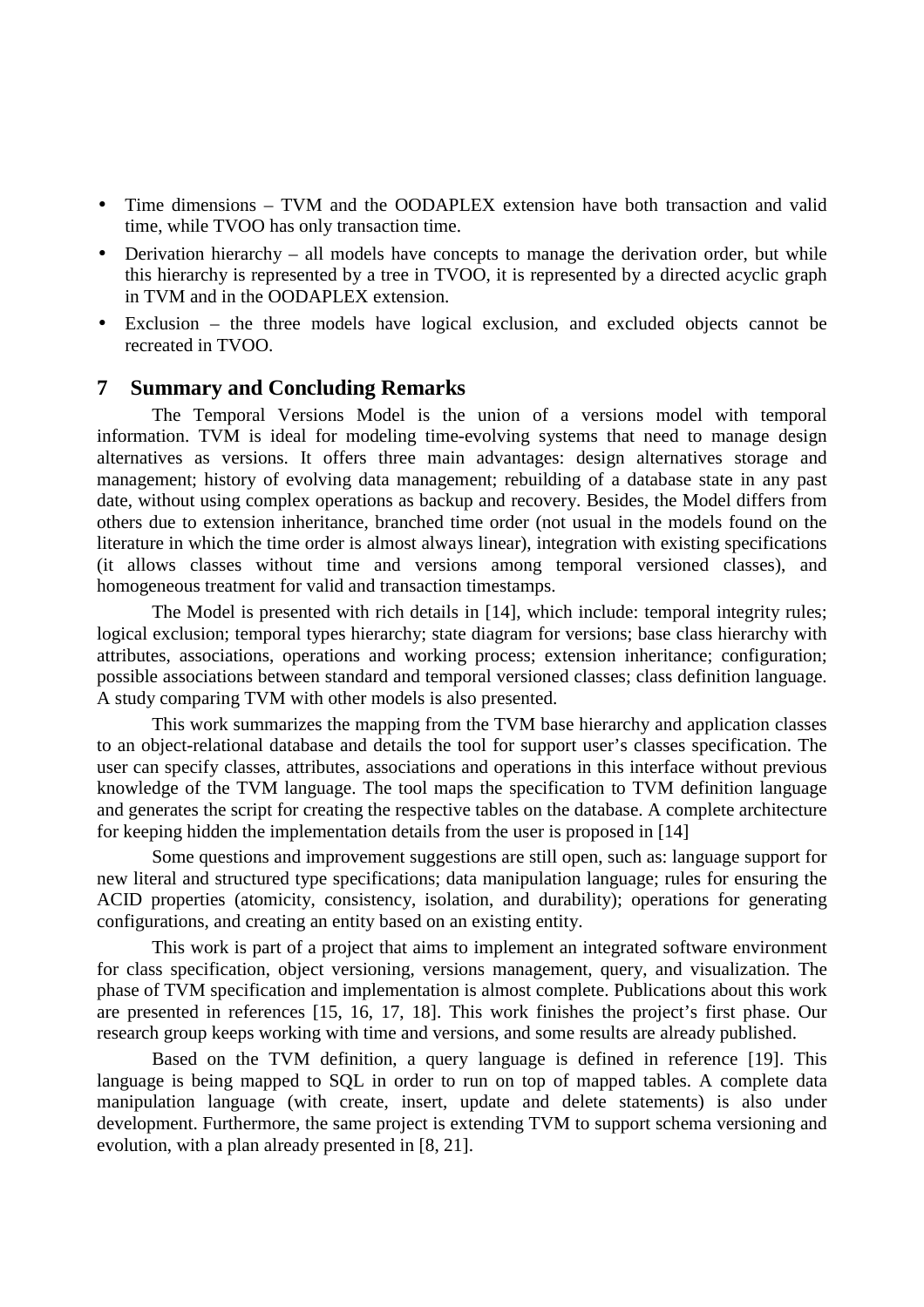- Time dimensions – TVM and the OODAPLEX extension have both transaction and valid time, while TVOO has only transaction time.
- Derivation hierarchy – all models have concepts to manage the derivation order, but while this hierarchy is represented by a tree in TVOO, it is represented by a directed acyclic graph in TVM and in the OODAPLEX extension.
- Exclusion – the three models have logical exclusion, and excluded objects cannot be recreated in TVOO.

## 7 Summary and Concluding Remarks

The Temporal Versions Model is the union of a versions model with temporal information. TVM is ideal for modeling time-evolving systems that need to manage design alternatives as versions. It offers three main advantages: design alternatives storage and management; history of evolving data management; rebuilding of a database state in any past date, without using complex operations as backup and recovery. Besides, the Model differs from others due to extension inheritance, branched time order (not usual in the models found on the literature in which the time order is almost always linear), integration with existing specifications (it allows classes without time and versions among temporal versioned classes), and homogeneous treatment for valid and transaction timestamps.

The Model is presented with rich details in [14], which include: temporal integrity rules; logical exclusion; temporal types hierarchy; state diagram for versions; base class hierarchy with attributes, associations, operations and working process; extension inheritance; configuration; possible associations between standard and temporal versioned classes; class definition language. A study comparing TVM with other models is also presented.

This work summarizes the mapping from the TVM base hierarchy and application classes to an object-relational database and details the tool for support user's classes specification. The user can specify classes, attributes, associations and operations in this interface without previous knowledge of the TVM language. The tool maps the specification to TVM definition language and generates the script for creating the respective tables on the database. A complete architecture for keeping hidden the implementation details from the user is proposed in [14]

Some questions and improvement suggestions are still open, such as: language support for new literal and structured type specifications; data manipulation language; rules for ensuring the ACID properties (atomicity, consistency, isolation, and durability); operations for generating configurations, and creating an entity based on an existing entity.

This work is part of a project that aims to implement an integrated software environment for class specification, object versioning, versions management, query, and visualization. The phase of TVM specification and implementation is almost complete. Publications about this work are presented in references [15, 16, 17, 18]. This work finishes the project's first phase. Our research group keeps working with time and versions, and some results are already published.

Based on the TVM definition, a query language is defined in reference [19]. This language is being mapped to SQL in order to run on top of mapped tables. A complete data manipulation language (with create, insert, update and delete statements) is also under development. Furthermore, the same project is extending TVM to support schema versioning and evolution, with a plan already presented in [8, 21].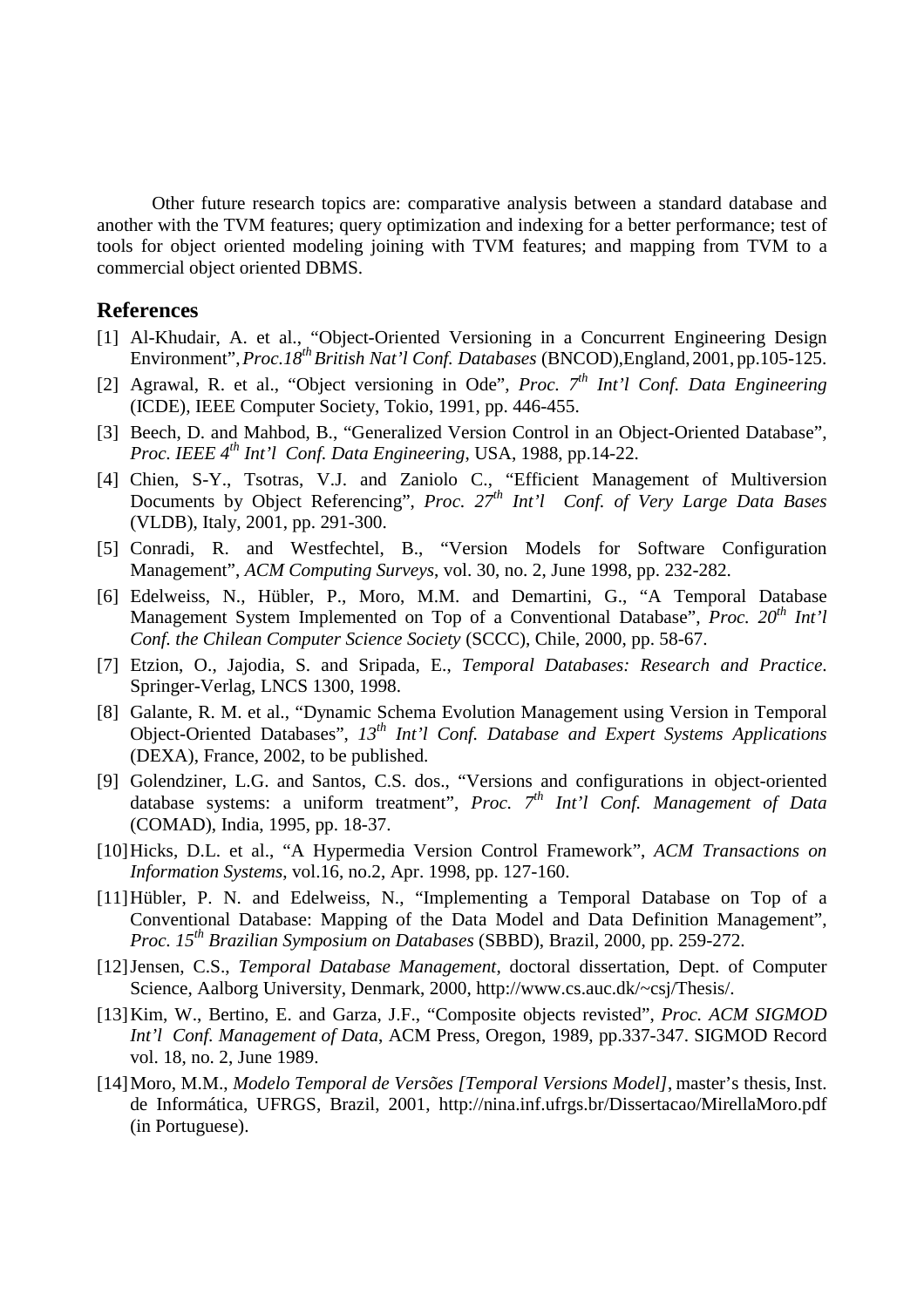Other future research topics are: comparative analysis between a standard database and another with the TVM features; query optimization and indexing for a better performance; test of tools for object oriented modeling joining with TVM features; and mapping from TVM to a commercial object oriented DBMS.

## References

[1] Al-Khudair, A. et al., "Object-Oriented Versioning in a Concurrent Engineering Design Environment", *Proc.18th British Nat'l Conf. Databases* (BNCOD), England, 2001, pp.105-125.

[2] Agrawal, R. et al., "Object versioning in Ode", *Proc. 7th Int'l Conf. Data Engineering* (ICDE), IEEE Computer Society, Tokio, 1991, pp. 446-455.

[3] Beech, D. and Mahbod, B., "Generalized Version Control in an Object-Oriented Database", *Proc. IEEE 4th Int'l Conf. Data Engineering*, USA, 1988, pp.14-22.

[4] Chien, S-Y., Tsotras, V.J. and Zaniolo C., "Efficient Management of Multiversion Documents by Object Referencing", *Proc. 27th Int'l Conf. of Very Large Data Bases* (VLDB), Italy, 2001, pp. 291-300.

[5] Conradi, R. and Westfechtel, B., "Version Models for Software Configuration Management", *ACM Computing Surveys*, vol. 30, no. 2, June 1998, pp. 232-282.

[6] Edelweiss, N., Hübler, P., Moro, M.M. and Demartini, G., "A Temporal Database Management System Implemented on Top of a Conventional Database", *Proc. 20th Int'l Conf. the Chilean Computer Science Society* (SCCC), Chile, 2000, pp. 58-67.

[7] Etzion, O., Jajodia, S. and Sripada, E., *Temporal Databases: Research and Practice*. Springer-Verlag, LNCS 1300, 1998.

[8] Galante, R. M. et al., "Dynamic Schema Evolution Management using Version in Temporal Object-Oriented Databases", *13th Int'l Conf. Database and Expert Systems Applications* (DEXA), France, 2002, to be published.

[9] Golendziner, L.G. and Santos, C.S. dos., "Versions and configurations in object-oriented database systems: a uniform treatment", *Proc. 7th Int'l Conf. Management of Data* (COMAD), India, 1995, pp. 18-37.

[10] Hicks, D.L. et al., "A Hypermedia Version Control Framework", *ACM Transactions on Information Systems*, vol.16, no.2, Apr. 1998, pp. 127-160.

[11] Hübler, P. N. and Edelweiss, N., "Implementing a Temporal Database on Top of a Conventional Database: Mapping of the Data Model and Data Definition Management", *Proc. 15th Brazilian Symposium on Databases* (SBBD), Brazil, 2000, pp. 259-272.

[12] Jensen, C.S., *Temporal Database Management*, doctoral dissertation, Dept. of Computer Science, Aalborg University, Denmark, 2000, http://www.cs.auc.dk/~csj/Thesis/.

[13] Kim, W., Bertino, E. and Garza, J.F., "Composite objects revisted", *Proc. ACM SIGMOD Int'l Conf. Management of Data*, ACM Press, Oregon, 1989, pp.337-347. SIGMOD Record vol. 18, no. 2, June 1989.

[14] Moro, M.M., *Modelo Temporal de Versões [Temporal Versions Model]*, master's thesis, Inst. de Informática, UFRGS, Brazil, 2001, http://nina.inf.ufrgs.br/Dissertacao/MirellaMoro.pdf (in Portuguese).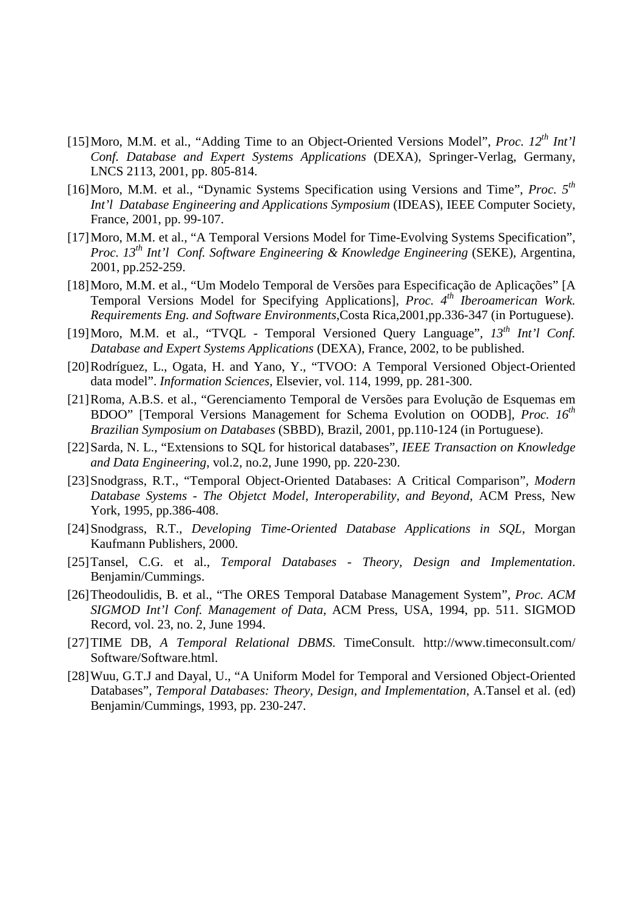[15] Moro, M.M. et al., "Adding Time to an Object-Oriented Versions Model", *Proc. 12th Int'l Conf. Database and Expert Systems Applications* (DEXA), Springer-Verlag, Germany, LNCS 2113, 2001, pp. 805-814.

[16] Moro, M.M. et al., "Dynamic Systems Specification using Versions and Time", *Proc. 5th Int'l Database Engineering and Applications Symposium* (IDEAS), IEEE Computer Society, France, 2001, pp. 99-107.

[17] Moro, M.M. et al., "A Temporal Versions Model for Time-Evolving Systems Specification", *Proc. 13th Int'l Conf. Software Engineering & Knowledge Engineering* (SEKE), Argentina, 2001, pp.252-259.

[18] Moro, M.M. et al., "Um Modelo Temporal de Versões para Especificação de Aplicações" [A Temporal Versions Model for Specifying Applications], *Proc. 4th Iberoamerican Work. Requirements Eng. and Software Environments*,Costa Rica,2001,pp.336-347 (in Portuguese).

[19] Moro, M.M. et al., "TVQL - Temporal Versioned Query Language", *13th Int'l Conf. Database and Expert Systems Applications* (DEXA), France, 2002, to be published.

[20] Rodríguez, L., Ogata, H. and Yano, Y., "TVOO: A Temporal Versioned Object-Oriented data model". *Information Sciences*, Elsevier, vol. 114, 1999, pp. 281-300.

[21] Roma, A.B.S. et al., "Gerenciamento Temporal de Versões para Evolução de Esquemas em BDOO" [Temporal Versions Management for Schema Evolution on OODB], *Proc. 16th Brazilian Symposium on Databases* (SBBD), Brazil, 2001, pp.110-124 (in Portuguese).

[22] Sarda, N. L., "Extensions to SQL for historical databases", *IEEE Transaction on Knowledge and Data Engineering*, vol.2, no.2, June 1990, pp. 220-230.

[23] Snodgrass, R.T., "Temporal Object-Oriented Databases: A Critical Comparison", *Modern Database Systems - The Objetct Model, Interoperability, and Beyond*, ACM Press, New York, 1995, pp.386-408.

[24] Snodgrass, R.T., *Developing Time-Oriented Database Applications in SQL*, Morgan Kaufmann Publishers, 2000.

[25] Tansel, C.G. et al., *Temporal Databases - Theory, Design and Implementation*. Benjamin/Cummings.

[26] Theodoulidis, B. et al., "The ORES Temporal Database Management System", *Proc. ACM SIGMOD Int'l Conf. Management of Data*, ACM Press, USA, 1994, pp. 511. SIGMOD Record, vol. 23, no. 2, June 1994.

[27] TIME DB, *A Temporal Relational DBMS*. TimeConsult. http://www.timeconsult.com/ Software/Software.html.

[28] Wuu, G.T.J and Dayal, U., "A Uniform Model for Temporal and Versioned Object-Oriented Databases", *Temporal Databases: Theory, Design, and Implementation*, A.Tansel et al. (ed) Benjamin/Cummings, 1993, pp. 230-247.